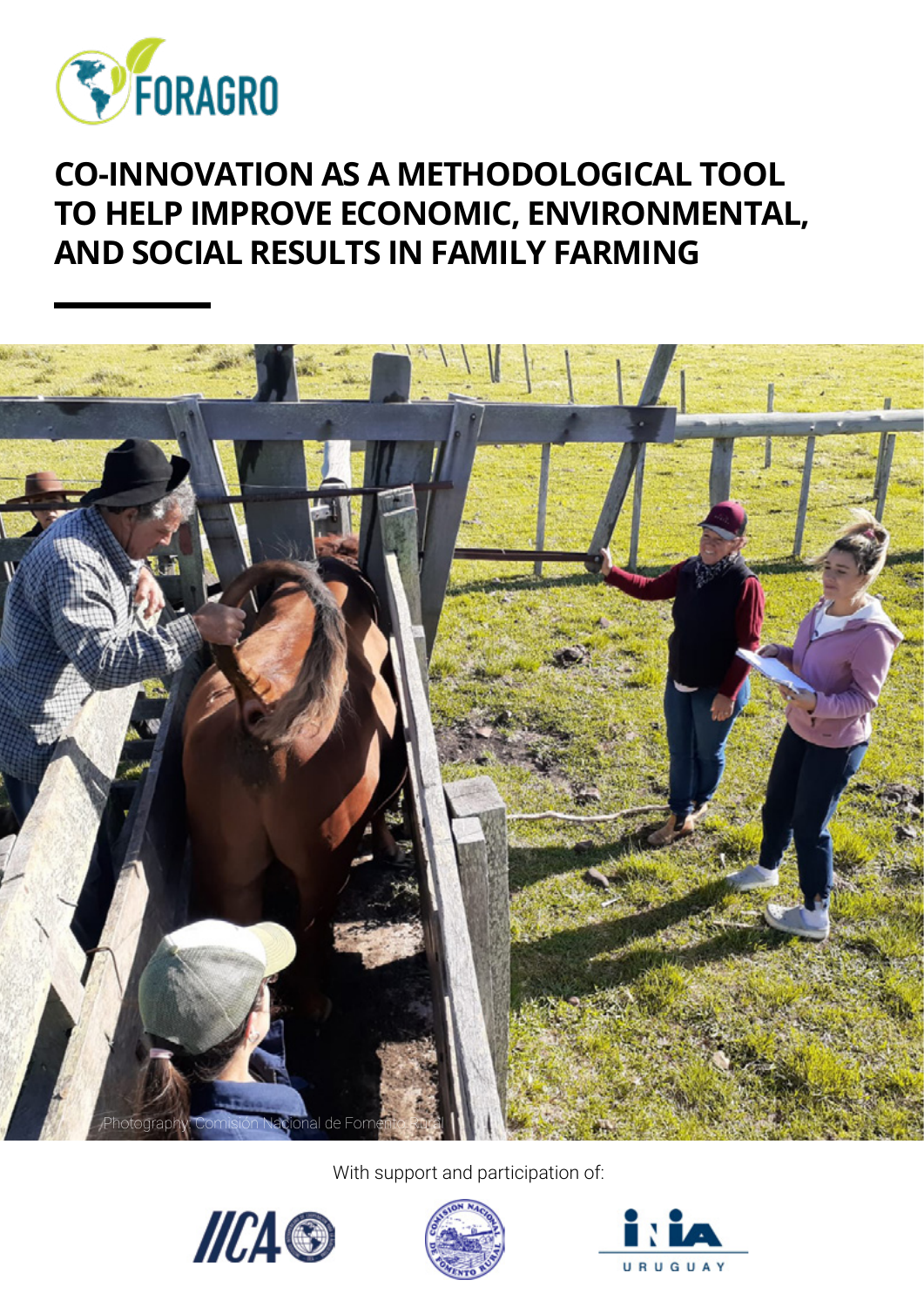FORAGRO

# CO-INNOVATION AS A METHODOLOGICAL TOOL TO HELP IMPROVE ECONOMIC, ENVIRONMENTAL, AND SOCIAL RESULTS IN FAMILY FARMING

Photography: Comisión Nacional de Fomento Rural

With support and participation of:

IICA

Comisión Nacional de Fomento Rural

INIA URUGUAY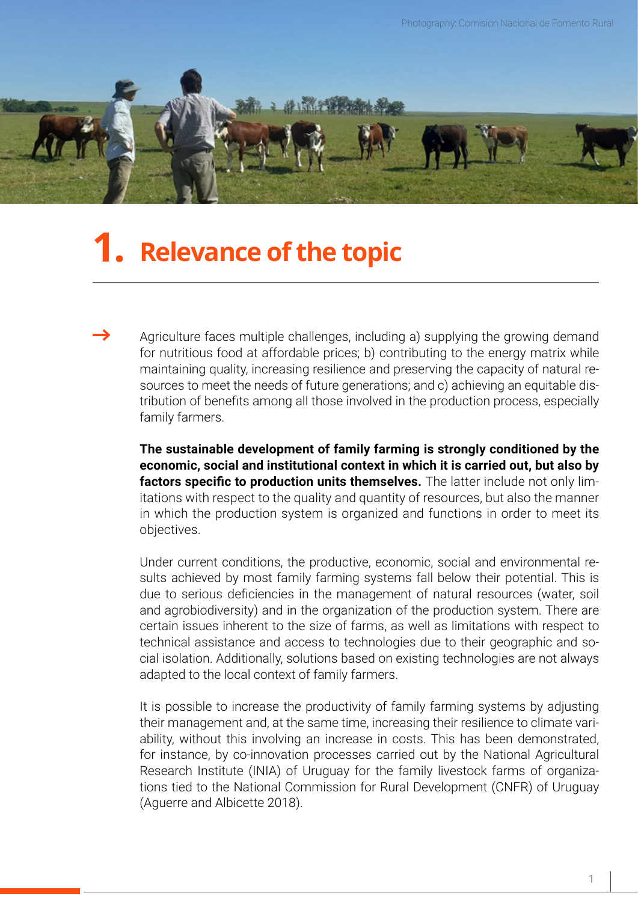Photography: Comisión Nacional de Fomento Rural

# 1. Relevance of the topic

→ Agriculture faces multiple challenges, including a) supplying the growing demand for nutritious food at affordable prices; b) contributing to the energy matrix while maintaining quality, increasing resilience and preserving the capacity of natural resources to meet the needs of future generations; and c) achieving an equitable distribution of benefits among all those involved in the production process, especially family farmers.

**The sustainable development of family farming is strongly conditioned by the economic, social and institutional context in which it is carried out, but also by factors specific to production units themselves.** The latter include not only limitations with respect to the quality and quantity of resources, but also the manner in which the production system is organized and functions in order to meet its objectives.

Under current conditions, the productive, economic, social and environmental results achieved by most family farming systems fall below their potential. This is due to serious deficiencies in the management of natural resources (water, soil and agrobiodiversity) and in the organization of the production system. There are certain issues inherent to the size of farms, as well as limitations with respect to technical assistance and access to technologies due to their geographic and social isolation. Additionally, solutions based on existing technologies are not always adapted to the local context of family farmers.

It is possible to increase the productivity of family farming systems by adjusting their management and, at the same time, increasing their resilience to climate variability, without this involving an increase in costs. This has been demonstrated, for instance, by co-innovation processes carried out by the National Agricultural Research Institute (INIA) of Uruguay for the family livestock farms of organizations tied to the National Commission for Rural Development (CNFR) of Uruguay (Aguerre and Albicette 2018).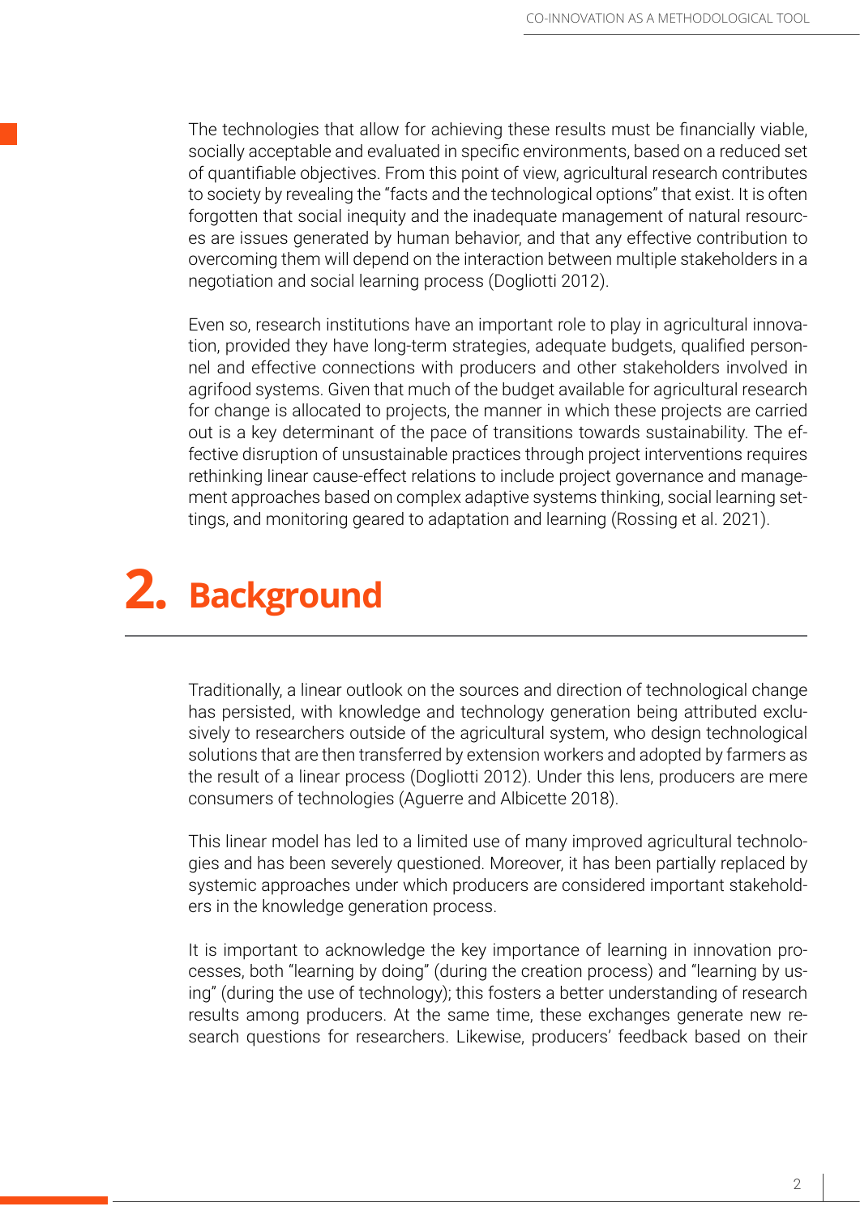The technologies that allow for achieving these results must be financially viable, socially acceptable and evaluated in specific environments, based on a reduced set of quantifiable objectives. From this point of view, agricultural research contributes to society by revealing the "facts and the technological options" that exist. It is often forgotten that social inequity and the inadequate management of natural resources are issues generated by human behavior, and that any effective contribution to overcoming them will depend on the interaction between multiple stakeholders in a negotiation and social learning process (Dogliotti 2012).

Even so, research institutions have an important role to play in agricultural innovation, provided they have long-term strategies, adequate budgets, qualified personnel and effective connections with producers and other stakeholders involved in agrifood systems. Given that much of the budget available for agricultural research for change is allocated to projects, the manner in which these projects are carried out is a key determinant of the pace of transitions towards sustainability. The effective disruption of unsustainable practices through project interventions requires rethinking linear cause-effect relations to include project governance and management approaches based on complex adaptive systems thinking, social learning settings, and monitoring geared to adaptation and learning (Rossing et al. 2021).

# 2. Background

Traditionally, a linear outlook on the sources and direction of technological change has persisted, with knowledge and technology generation being attributed exclusively to researchers outside of the agricultural system, who design technological solutions that are then transferred by extension workers and adopted by farmers as the result of a linear process (Dogliotti 2012). Under this lens, producers are mere consumers of technologies (Aguerre and Albicette 2018).

This linear model has led to a limited use of many improved agricultural technologies and has been severely questioned. Moreover, it has been partially replaced by systemic approaches under which producers are considered important stakeholders in the knowledge generation process.

It is important to acknowledge the key importance of learning in innovation processes, both "learning by doing" (during the creation process) and "learning by using" (during the use of technology); this fosters a better understanding of research results among producers. At the same time, these exchanges generate new research questions for researchers. Likewise, producers' feedback based on their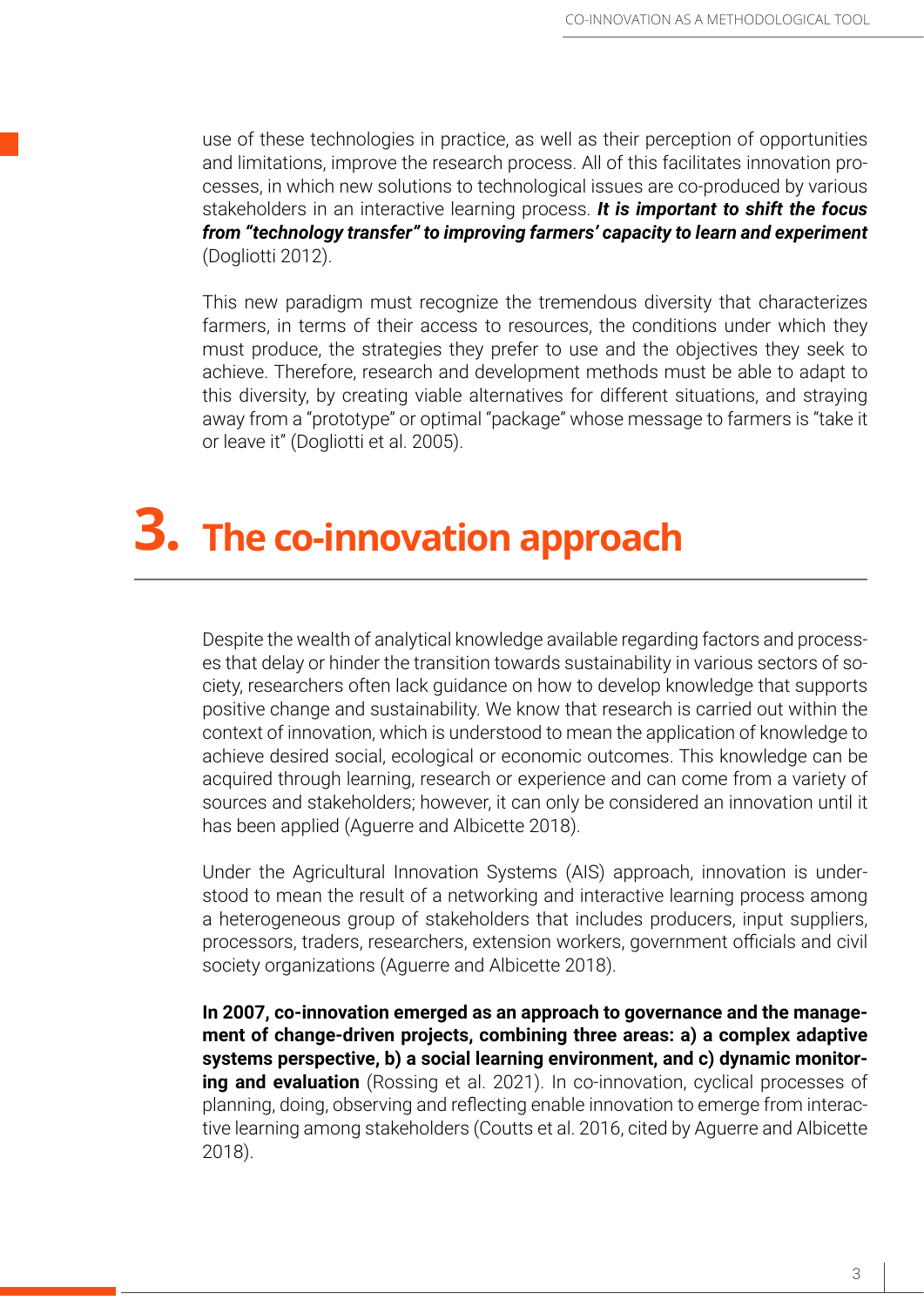use of these technologies in practice, as well as their perception of opportunities and limitations, improve the research process. All of this facilitates innovation processes, in which new solutions to technological issues are co-produced by various stakeholders in an interactive learning process. ***It is important to shift the focus from "technology transfer" to improving farmers' capacity to learn and experiment*** (Dogliotti 2012).

This new paradigm must recognize the tremendous diversity that characterizes farmers, in terms of their access to resources, the conditions under which they must produce, the strategies they prefer to use and the objectives they seek to achieve. Therefore, research and development methods must be able to adapt to this diversity, by creating viable alternatives for different situations, and straying away from a "prototype" or optimal "package" whose message to farmers is "take it or leave it" (Dogliotti et al. 2005).

# 3. The co-innovation approach

Despite the wealth of analytical knowledge available regarding factors and processes that delay or hinder the transition towards sustainability in various sectors of society, researchers often lack guidance on how to develop knowledge that supports positive change and sustainability. We know that research is carried out within the context of innovation, which is understood to mean the application of knowledge to achieve desired social, ecological or economic outcomes. This knowledge can be acquired through learning, research or experience and can come from a variety of sources and stakeholders; however, it can only be considered an innovation until it has been applied (Aguerre and Albicette 2018).

Under the Agricultural Innovation Systems (AIS) approach, innovation is understood to mean the result of a networking and interactive learning process among a heterogeneous group of stakeholders that includes producers, input suppliers, processors, traders, researchers, extension workers, government officials and civil society organizations (Aguerre and Albicette 2018).

**In 2007, co-innovation emerged as an approach to governance and the management of change-driven projects, combining three areas: a) a complex adaptive systems perspective, b) a social learning environment, and c) dynamic monitoring and evaluation** (Rossing et al. 2021). In co-innovation, cyclical processes of planning, doing, observing and reflecting enable innovation to emerge from interactive learning among stakeholders (Coutts et al. 2016, cited by Aguerre and Albicette 2018).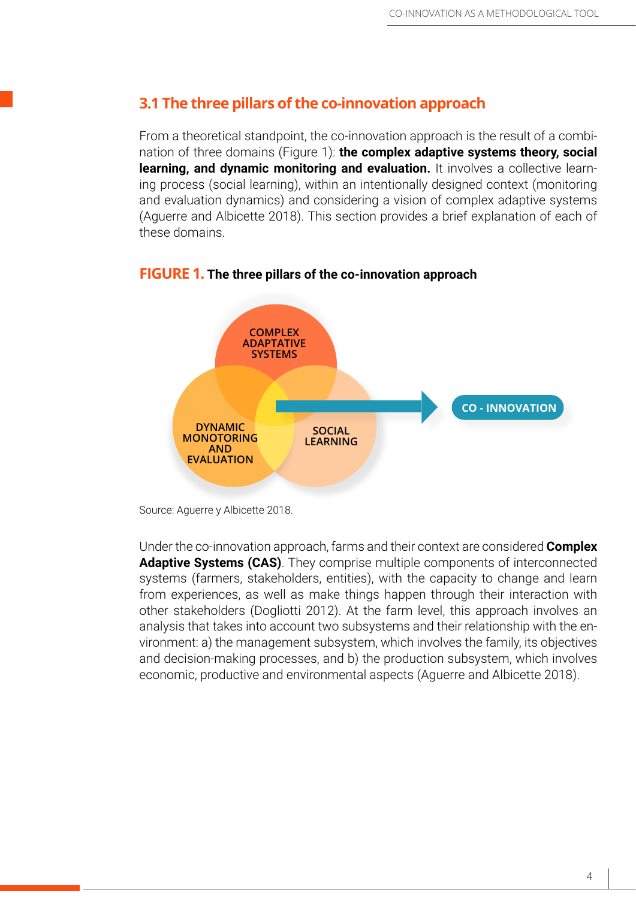## 3.1 The three pillars of the co-innovation approach

From a theoretical standpoint, the co-innovation approach is the result of a combination of three domains (Figure 1): **the complex adaptive systems theory, social learning, and dynamic monitoring and evaluation.** It involves a collective learning process (social learning), within an intentionally designed context (monitoring and evaluation dynamics) and considering a vision of complex adaptive systems (Aguerre and Albicette 2018). This section provides a brief explanation of each of these domains.

**FIGURE 1. The three pillars of the co-innovation approach**

COMPLEX ADAPTATIVE SYSTEMS

DYNAMIC MONOTORING AND EVALUATION

SOCIAL LEARNING

CO - INNOVATION

Source: Aguerre y Albicette 2018.

Under the co-innovation approach, farms and their context are considered **Complex Adaptive Systems (CAS)**. They comprise multiple components of interconnected systems (farmers, stakeholders, entities), with the capacity to change and learn from experiences, as well as make things happen through their interaction with other stakeholders (Dogliotti 2012). At the farm level, this approach involves an analysis that takes into account two subsystems and their relationship with the environment: a) the management subsystem, which involves the family, its objectives and decision-making processes, and b) the production subsystem, which involves economic, productive and environmental aspects (Aguerre and Albicette 2018).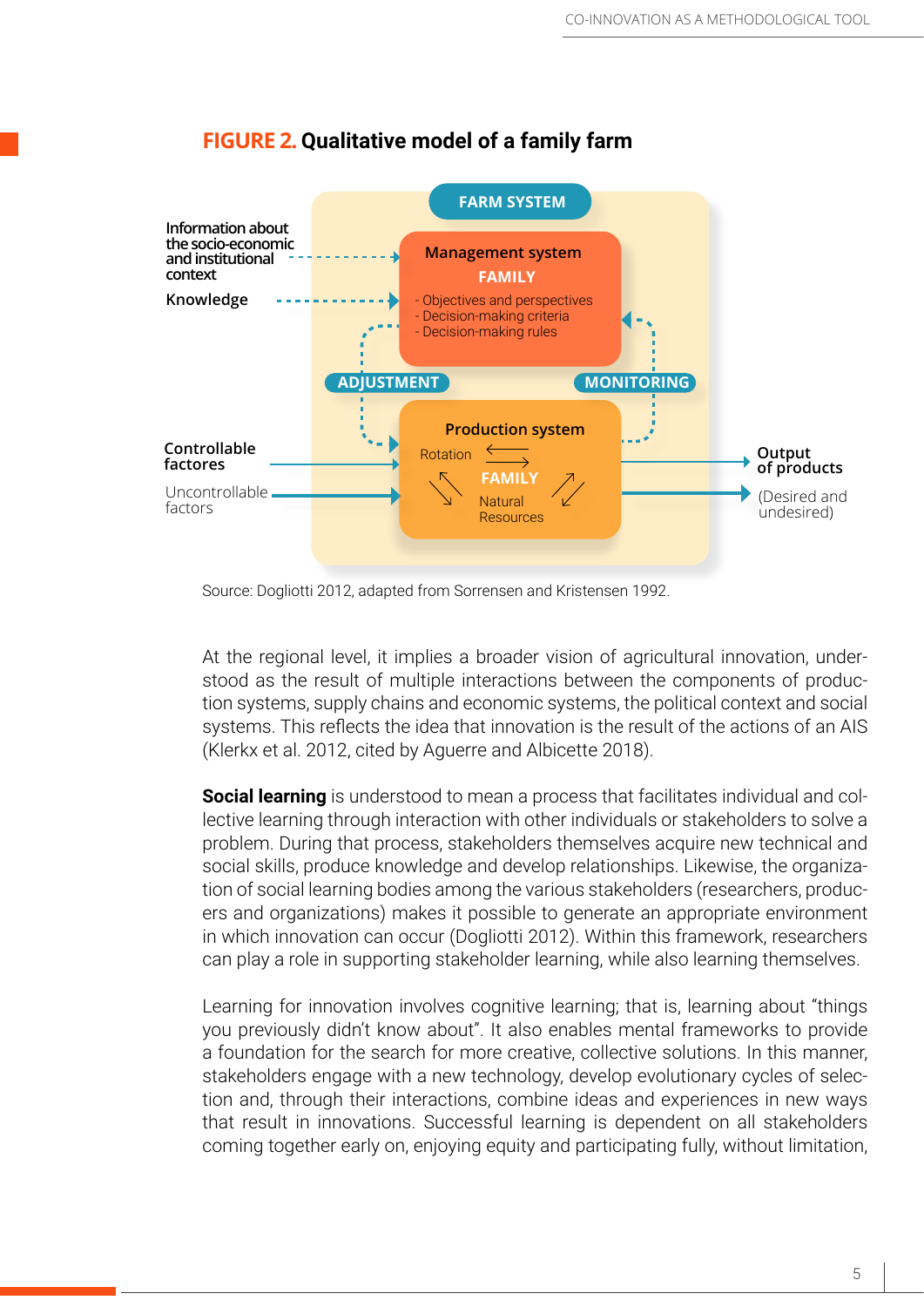**FIGURE 2. Qualitative model of a family farm**

FARM SYSTEM

Information about the socio-economic and institutional context

Knowledge

Management system
FAMILY
- Objectives and perspectives
- Decision-making criteria
- Decision-making rules

ADJUSTMENT

MONITORING

Controllable factores

Uncontrollable factors

Production system
Rotation
FAMILY
Natural Resources

Output of products
(Desired and undesired)

Source: Dogliotti 2012, adapted from Sorrensen and Kristensen 1992.

At the regional level, it implies a broader vision of agricultural innovation, understood as the result of multiple interactions between the components of production systems, supply chains and economic systems, the political context and social systems. This reflects the idea that innovation is the result of the actions of an AIS (Klerkx et al. 2012, cited by Aguerre and Albicette 2018).

**Social learning** is understood to mean a process that facilitates individual and collective learning through interaction with other individuals or stakeholders to solve a problem. During that process, stakeholders themselves acquire new technical and social skills, produce knowledge and develop relationships. Likewise, the organization of social learning bodies among the various stakeholders (researchers, producers and organizations) makes it possible to generate an appropriate environment in which innovation can occur (Dogliotti 2012). Within this framework, researchers can play a role in supporting stakeholder learning, while also learning themselves.

Learning for innovation involves cognitive learning; that is, learning about "things you previously didn't know about". It also enables mental frameworks to provide a foundation for the search for more creative, collective solutions. In this manner, stakeholders engage with a new technology, develop evolutionary cycles of selection and, through their interactions, combine ideas and experiences in new ways that result in innovations. Successful learning is dependent on all stakeholders coming together early on, enjoying equity and participating fully, without limitation,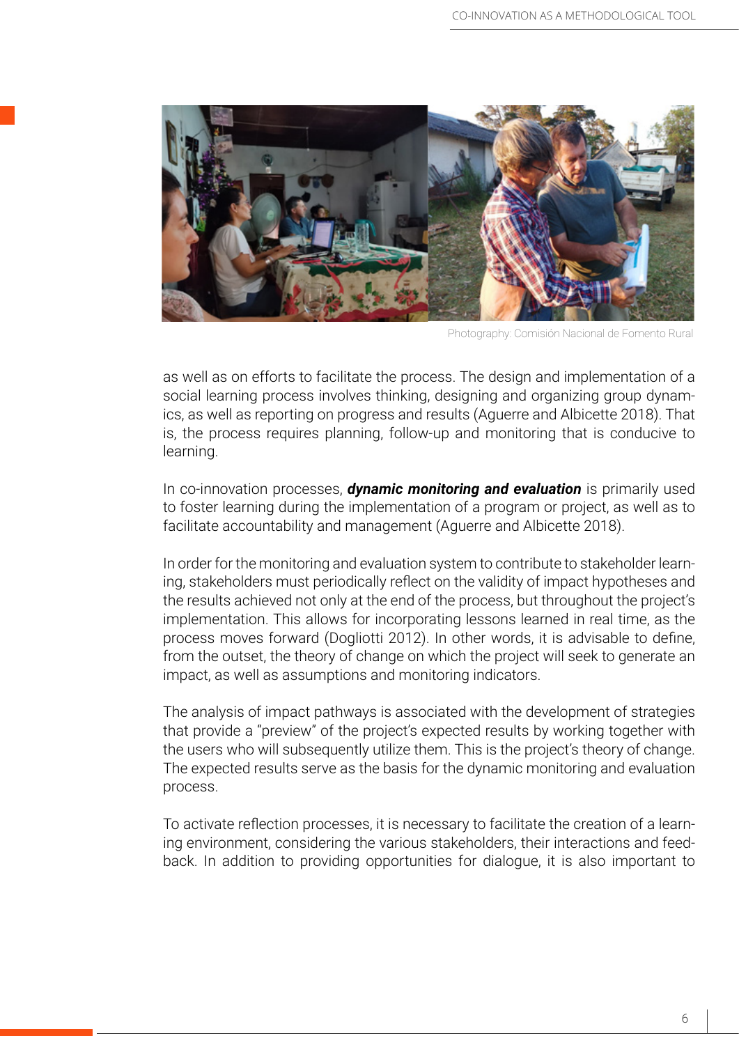Photography: Comisión Nacional de Fomento Rural

as well as on efforts to facilitate the process. The design and implementation of a social learning process involves thinking, designing and organizing group dynamics, as well as reporting on progress and results (Aguerre and Albicette 2018). That is, the process requires planning, follow-up and monitoring that is conducive to learning.

In co-innovation processes, ***dynamic monitoring and evaluation*** is primarily used to foster learning during the implementation of a program or project, as well as to facilitate accountability and management (Aguerre and Albicette 2018).

In order for the monitoring and evaluation system to contribute to stakeholder learning, stakeholders must periodically reflect on the validity of impact hypotheses and the results achieved not only at the end of the process, but throughout the project's implementation. This allows for incorporating lessons learned in real time, as the process moves forward (Dogliotti 2012). In other words, it is advisable to define, from the outset, the theory of change on which the project will seek to generate an impact, as well as assumptions and monitoring indicators.

The analysis of impact pathways is associated with the development of strategies that provide a "preview" of the project's expected results by working together with the users who will subsequently utilize them. This is the project's theory of change. The expected results serve as the basis for the dynamic monitoring and evaluation process.

To activate reflection processes, it is necessary to facilitate the creation of a learning environment, considering the various stakeholders, their interactions and feedback. In addition to providing opportunities for dialogue, it is also important to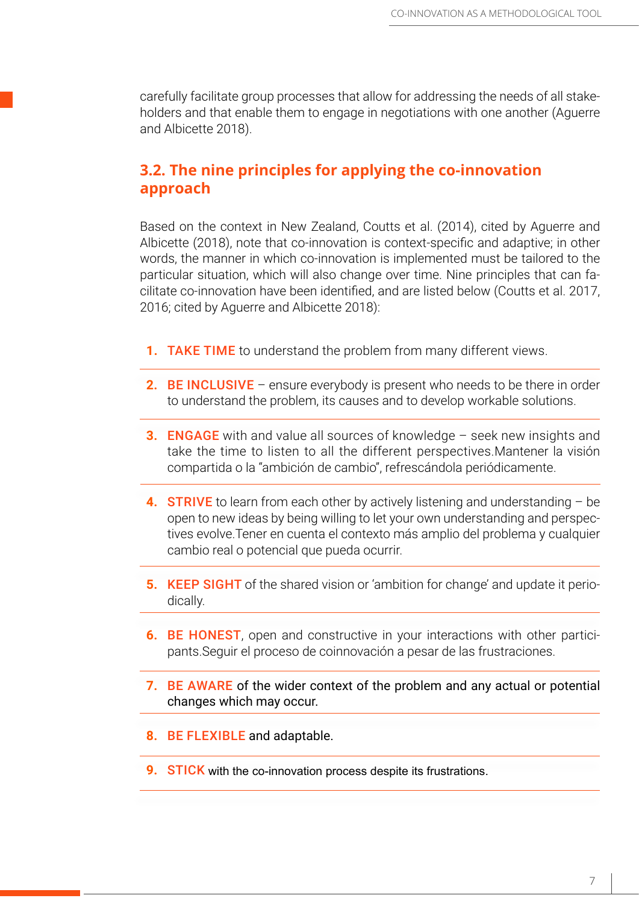carefully facilitate group processes that allow for addressing the needs of all stakeholders and that enable them to engage in negotiations with one another (Aguerre and Albicette 2018).

## 3.2. The nine principles for applying the co-innovation approach

Based on the context in New Zealand, Coutts et al. (2014), cited by Aguerre and Albicette (2018), note that co-innovation is context-specific and adaptive; in other words, the manner in which co-innovation is implemented must be tailored to the particular situation, which will also change over time. Nine principles that can facilitate co-innovation have been identified, and are listed below (Coutts et al. 2017, 2016; cited by Aguerre and Albicette 2018):

1. **TAKE TIME** to understand the problem from many different views.
2. **BE INCLUSIVE** – ensure everybody is present who needs to be there in order to understand the problem, its causes and to develop workable solutions.
3. **ENGAGE** with and value all sources of knowledge – seek new insights and take the time to listen to all the different perspectives.Mantener la visión compartida o la "ambición de cambio", refrescándola periódicamente.
4. **STRIVE** to learn from each other by actively listening and understanding – be open to new ideas by being willing to let your own understanding and perspectives evolve.Tener en cuenta el contexto más amplio del problema y cualquier cambio real o potencial que pueda ocurrir.
5. **KEEP SIGHT** of the shared vision or 'ambition for change' and update it periodically.
6. **BE HONEST**, open and constructive in your interactions with other participants.Seguir el proceso de coinnovación a pesar de las frustraciones.
7. **BE AWARE** of the wider context of the problem and any actual or potential changes which may occur.
8. **BE FLEXIBLE** and adaptable.
9. **STICK** with the co-innovation process despite its frustrations.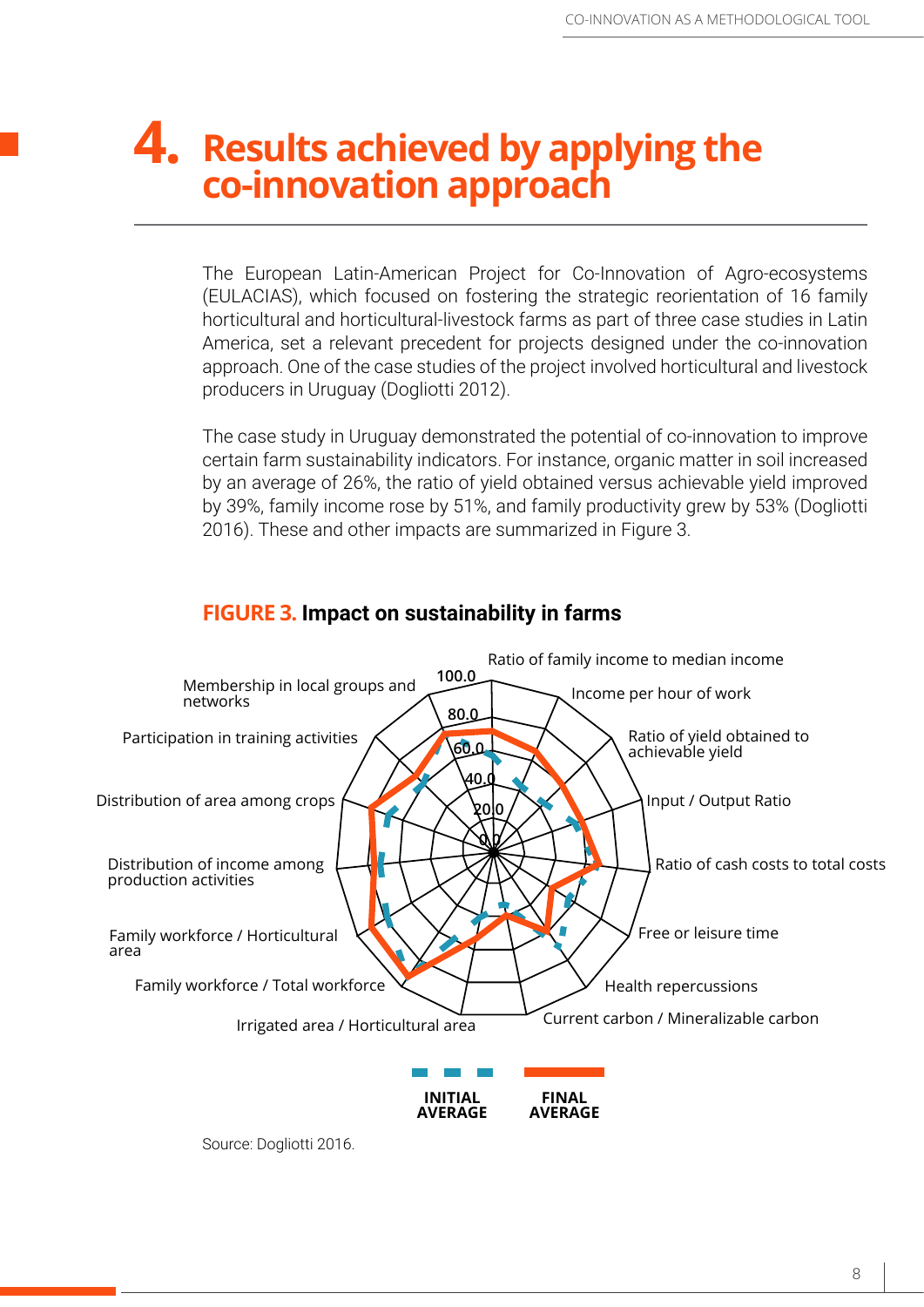# 4. Results achieved by applying the co-innovation approach

The European Latin-American Project for Co-Innovation of Agro-ecosystems (EULACIAS), which focused on fostering the strategic reorientation of 16 family horticultural and horticultural-livestock farms as part of three case studies in Latin America, set a relevant precedent for projects designed under the co-innovation approach. One of the case studies of the project involved horticultural and livestock producers in Uruguay (Dogliotti 2012).

The case study in Uruguay demonstrated the potential of co-innovation to improve certain farm sustainability indicators. For instance, organic matter in soil increased by an average of 26%, the ratio of yield obtained versus achievable yield improved by 39%, family income rose by 51%, and family productivity grew by 53% (Dogliotti 2016). These and other impacts are summarized in Figure 3.

**FIGURE 3. Impact on sustainability in farms**

Ratio of family income to median income

Income per hour of work

Ratio of yield obtained to achievable yield

Input / Output Ratio

Ratio of cash costs to total costs

Free or leisure time

Health repercussions

Current carbon / Mineralizable carbon

Irrigated area / Horticultural area

Family workforce / Total workforce

Family workforce / Horticultural area

Distribution of income among production activities

Distribution of area among crops

Participation in training activities

Membership in local groups and networks

100.0

80.0

60.0

40.0

20.0

0.0

INITIAL AVERAGE

FINAL AVERAGE

Source: Dogliotti 2016.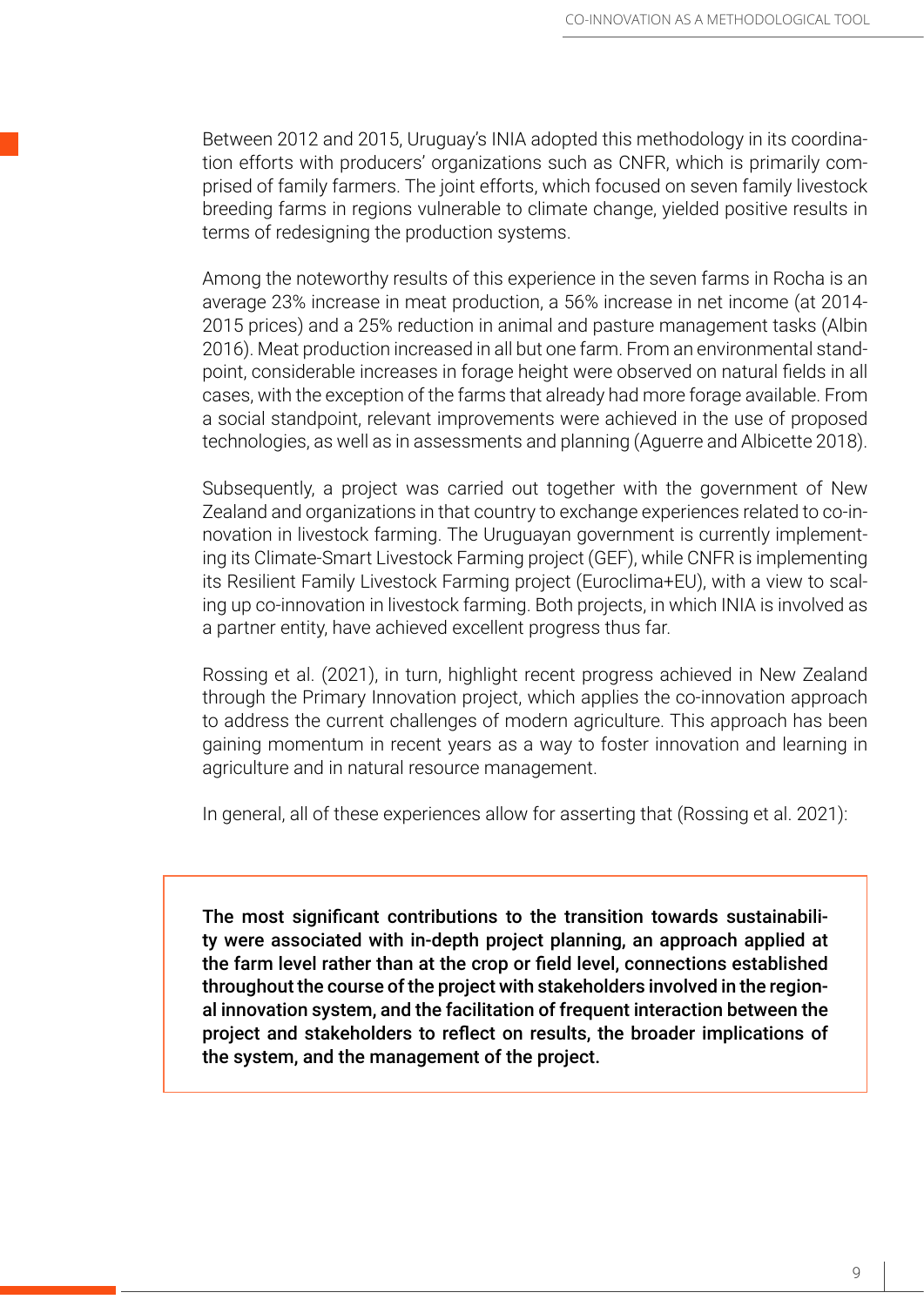Between 2012 and 2015, Uruguay's INIA adopted this methodology in its coordination efforts with producers' organizations such as CNFR, which is primarily comprised of family farmers. The joint efforts, which focused on seven family livestock breeding farms in regions vulnerable to climate change, yielded positive results in terms of redesigning the production systems.

Among the noteworthy results of this experience in the seven farms in Rocha is an average 23% increase in meat production, a 56% increase in net income (at 2014-2015 prices) and a 25% reduction in animal and pasture management tasks (Albin 2016). Meat production increased in all but one farm. From an environmental standpoint, considerable increases in forage height were observed on natural fields in all cases, with the exception of the farms that already had more forage available. From a social standpoint, relevant improvements were achieved in the use of proposed technologies, as well as in assessments and planning (Aguerre and Albicette 2018).

Subsequently, a project was carried out together with the government of New Zealand and organizations in that country to exchange experiences related to co-innovation in livestock farming. The Uruguayan government is currently implementing its Climate-Smart Livestock Farming project (GEF), while CNFR is implementing its Resilient Family Livestock Farming project (Euroclima+EU), with a view to scaling up co-innovation in livestock farming. Both projects, in which INIA is involved as a partner entity, have achieved excellent progress thus far.

Rossing et al. (2021), in turn, highlight recent progress achieved in New Zealand through the Primary Innovation project, which applies the co-innovation approach to address the current challenges of modern agriculture. This approach has been gaining momentum in recent years as a way to foster innovation and learning in agriculture and in natural resource management.

In general, all of these experiences allow for asserting that (Rossing et al. 2021):

> **The most significant contributions to the transition towards sustainability were associated with in-depth project planning, an approach applied at the farm level rather than at the crop or field level, connections established throughout the course of the project with stakeholders involved in the regional innovation system, and the facilitation of frequent interaction between the project and stakeholders to reflect on results, the broader implications of the system, and the management of the project.**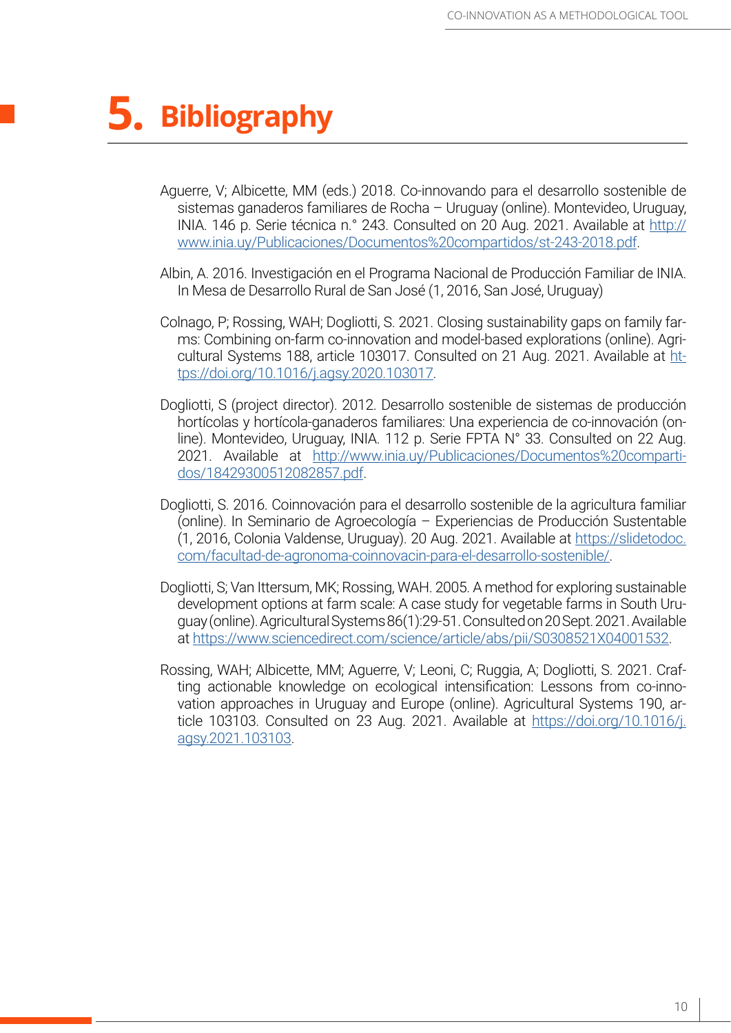# 5. Bibliography

Aguerre, V; Albicette, MM (eds.) 2018. Co-innovando para el desarrollo sostenible de sistemas ganaderos familiares de Rocha – Uruguay (online). Montevideo, Uruguay, INIA. 146 p. Serie técnica n.° 243. Consulted on 20 Aug. 2021. Available at http://www.inia.uy/Publicaciones/Documentos%20compartidos/st-243-2018.pdf.

Albin, A. 2016. Investigación en el Programa Nacional de Producción Familiar de INIA. In Mesa de Desarrollo Rural de San José (1, 2016, San José, Uruguay)

Colnago, P; Rossing, WAH; Dogliotti, S. 2021. Closing sustainability gaps on family farms: Combining on-farm co-innovation and model-based explorations (online). Agricultural Systems 188, article 103017. Consulted on 21 Aug. 2021. Available at https://doi.org/10.1016/j.agsy.2020.103017.

Dogliotti, S (project director). 2012. Desarrollo sostenible de sistemas de producción hortícolas y hortícola-ganaderos familiares: Una experiencia de co-innovación (online). Montevideo, Uruguay, INIA. 112 p. Serie FPTA N° 33. Consulted on 22 Aug. 2021. Available at http://www.inia.uy/Publicaciones/Documentos%20compartidos/18429300512082857.pdf.

Dogliotti, S. 2016. Coinnovación para el desarrollo sostenible de la agricultura familiar (online). In Seminario de Agroecología – Experiencias de Producción Sustentable (1, 2016, Colonia Valdense, Uruguay). 20 Aug. 2021. Available at https://slidetodoc.com/facultad-de-agronoma-coinnovacin-para-el-desarrollo-sostenible/.

Dogliotti, S; Van Ittersum, MK; Rossing, WAH. 2005. A method for exploring sustainable development options at farm scale: A case study for vegetable farms in South Uruguay (online). Agricultural Systems 86(1):29-51. Consulted on 20 Sept. 2021. Available at https://www.sciencedirect.com/science/article/abs/pii/S0308521X04001532.

Rossing, WAH; Albicette, MM; Aguerre, V; Leoni, C; Ruggia, A; Dogliotti, S. 2021. Crafting actionable knowledge on ecological intensification: Lessons from co-innovation approaches in Uruguay and Europe (online). Agricultural Systems 190, article 103103. Consulted on 23 Aug. 2021. Available at https://doi.org/10.1016/j.agsy.2021.103103.